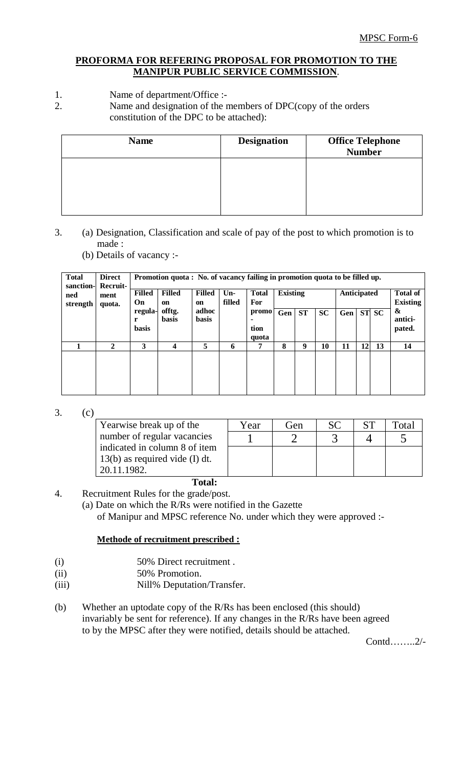MPSC Form-6

**PROFORMA FOR REFERING PROPOSAL FOR PROMOTION TO THE MANIPUR PUBLIC SERVICE COMMISSION**.

1. Name of department/Office :-
2. Name and designation of the members of DPC(copy of the orders constitution of the DPC to be attached):

| Name | Designation | Office Telephone Number |
|---|---|---|
| | | |

3. (a) Designation, Classification and scale of pay of the post to which promotion is to made :

   (b) Details of vacancy :-

| Total sanction-ned strength | Direct Recruit-ment quota. | Promotion quota : No. of vacancy failing in promotion quota to be filled up. | | | | | | | | | | | |
|---|---|---|---|---|---|---|---|---|---|---|---|---|---|
| | | Filled On regula-r basis | Filled on offtg. basis | Filled on adhoc basis | Un-filled | Total For promo-tion quota | Existing | | | Anticipated | | | Total of Existing & antici-pated. |
| | | | | | | | Gen | ST | SC | Gen | ST | SC | |
| 1 | 2 | 3 | 4 | 5 | 6 | 7 | 8 | 9 | 10 | 11 | 12 | 13 | 14 |
| | | | | | | | | | | | | | |

3. (c)

| Yearwise break up of the number of regular vacancies indicated in column 8 of item 13(b) as required vide (I) dt. 20.11.1982. | Year | Gen | SC | ST | Total |
|---|---|---|---|---|---|
| | 1 | 2 | 3 | 4 | 5 |
| | | | | | |
| **Total:** | | | | | |

4. Recruitment Rules for the grade/post.

   (a) Date on which the R/Rs were notified in the Gazette of Manipur and MPSC reference No. under which they were approved :-

   **Methode of recruitment prescribed :**

(i) 50% Direct recruitment .

(ii) 50% Promotion.

(iii) Nill% Deputation/Transfer.

(b) Whether an uptodate copy of the R/Rs has been enclosed (this should) invariably be sent for reference). If any changes in the R/Rs have been agreed to by the MPSC after they were notified, details should be attached.

Contd……..2/-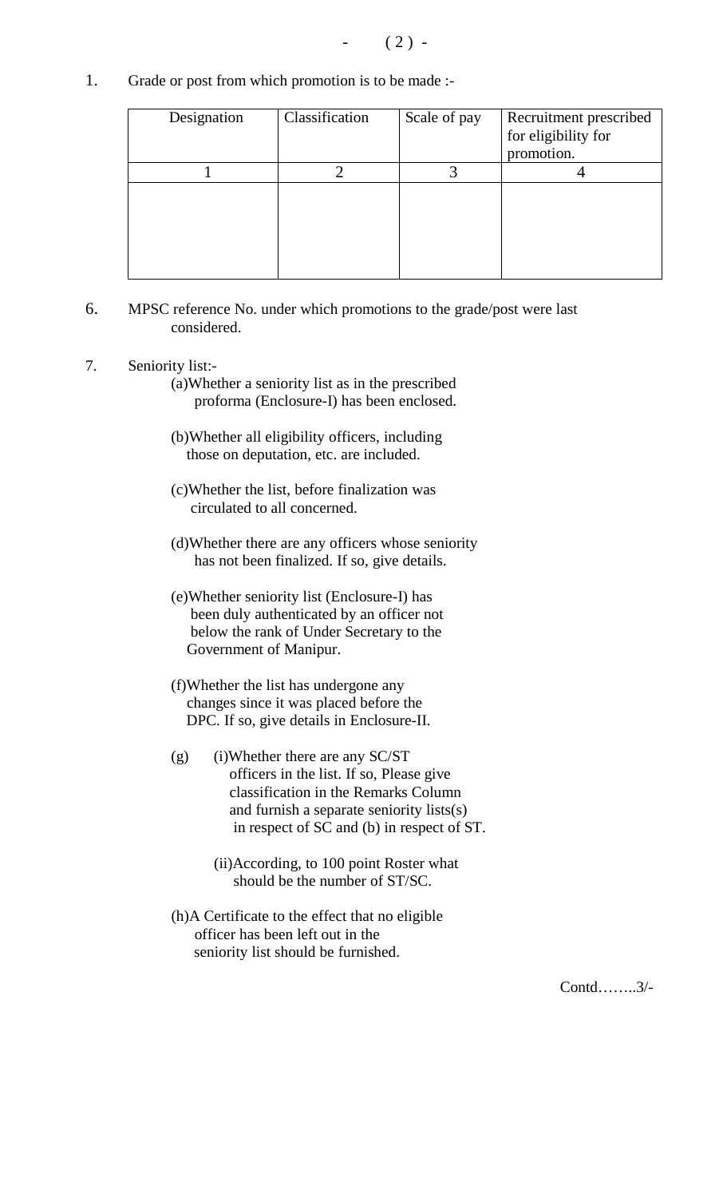1. Grade or post from which promotion is to be made :-

| Designation | Classification | Scale of pay | Recruitment prescribed for eligibility for promotion. |
|---|---|---|---|
| 1 | 2 | 3 | 4 |
| | | | |

6. MPSC reference No. under which promotions to the grade/post were last considered.

7. Seniority list:-

   (a)Whether a seniority list as in the prescribed proforma (Enclosure-I) has been enclosed.

   (b)Whether all eligibility officers, including those on deputation, etc. are included.

   (c)Whether the list, before finalization was circulated to all concerned.

   (d)Whether there are any officers whose seniority has not been finalized. If so, give details.

   (e)Whether seniority list (Enclosure-I) has been duly authenticated by an officer not below the rank of Under Secretary to the Government of Manipur.

   (f)Whether the list has undergone any changes since it was placed before the DPC. If so, give details in Enclosure-II.

   (g) (i)Whether there are any SC/ST officers in the list. If so, Please give classification in the Remarks Column and furnish a separate seniority lists(s) in respect of SC and (b) in respect of ST.

   (ii)According, to 100 point Roster what should be the number of ST/SC.

   (h)A Certificate to the effect that no eligible officer has been left out in the seniority list should be furnished.

Contd……..3/-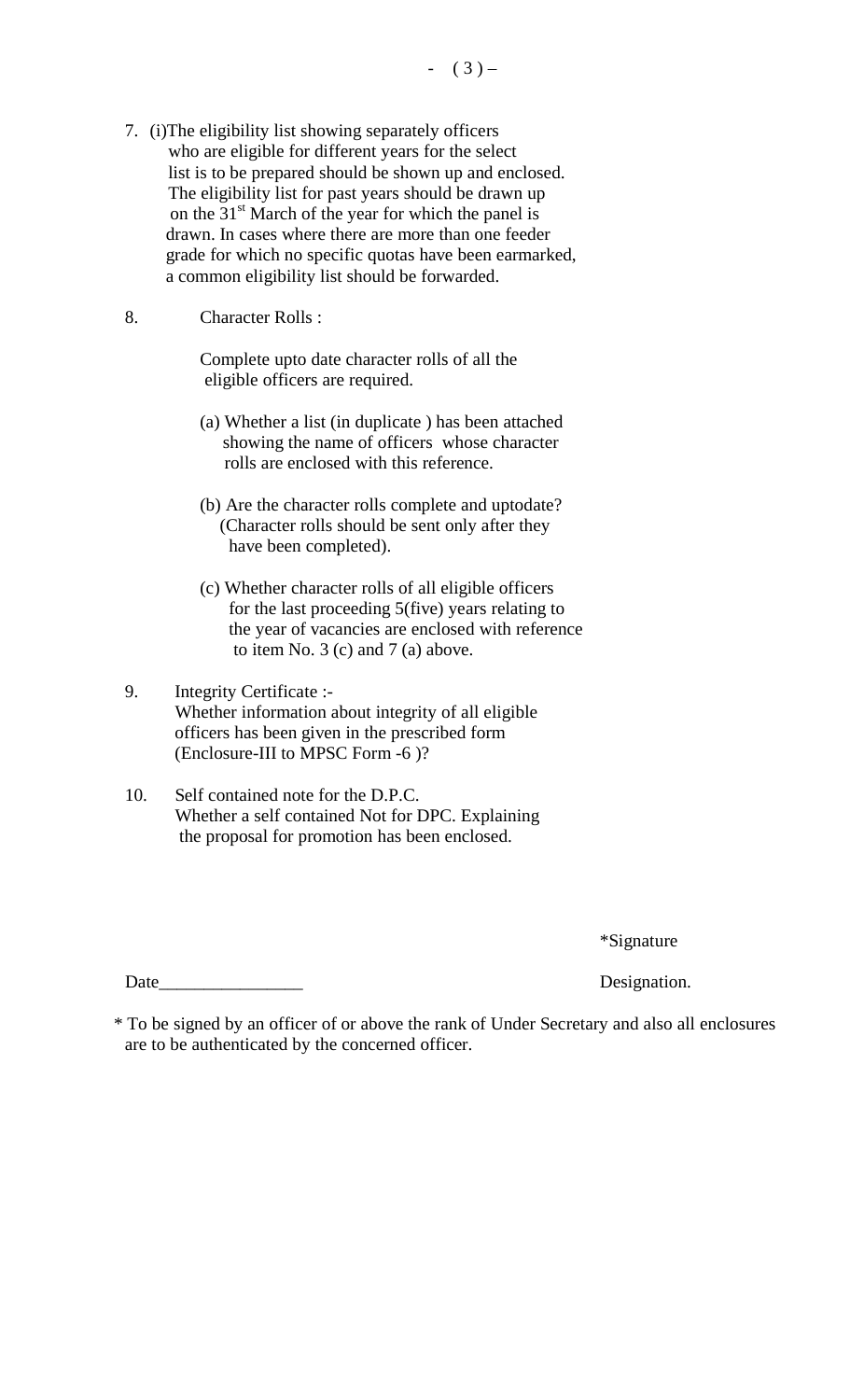7. (i) The eligibility list showing separately officers who are eligible for different years for the select list is to be prepared should be shown up and enclosed. The eligibility list for past years should be drawn up on the 31st March of the year for which the panel is drawn. In cases where there are more than one feeder grade for which no specific quotas have been earmarked, a common eligibility list should be forwarded.

8. Character Rolls :

   Complete upto date character rolls of all the eligible officers are required.

   (a) Whether a list (in duplicate ) has been attached showing the name of officers whose character rolls are enclosed with this reference.

   (b) Are the character rolls complete and uptodate? (Character rolls should be sent only after they have been completed).

   (c) Whether character rolls of all eligible officers for the last proceeding 5(five) years relating to the year of vacancies are enclosed with reference to item No. 3 (c) and 7 (a) above.

9. Integrity Certificate :-
   Whether information about integrity of all eligible officers has been given in the prescribed form (Enclosure-III to MPSC Form -6 )?

10. Self contained note for the D.P.C.
    Whether a self contained Not for DPC. Explaining the proposal for promotion has been enclosed.

*Signature

Date________________ Designation.

* To be signed by an officer of or above the rank of Under Secretary and also all enclosures are to be authenticated by the concerned officer.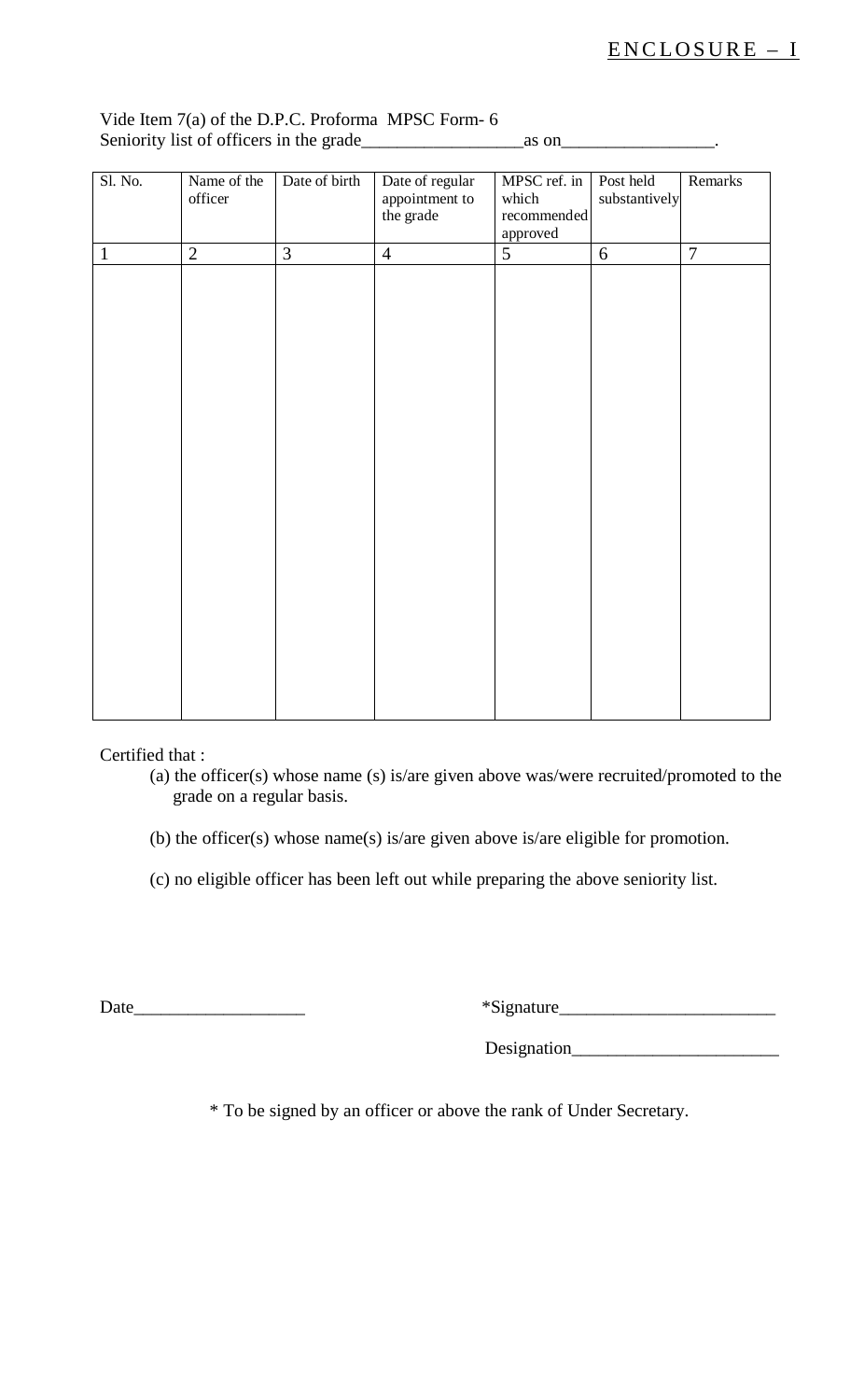# ENCLOSURE – I

Vide Item 7(a) of the D.P.C. Proforma MPSC Form- 6
Seniority list of officers in the grade_________________as on________________.

| Sl. No. | Name of the officer | Date of birth | Date of regular appointment to the grade | MPSC ref. in which recommended approved | Post held substantively | Remarks |
|---|---|---|---|---|---|---|
| 1 | 2 | 3 | 4 | 5 | 6 | 7 |
| | | | | | | |

Certified that :

(a) the officer(s) whose name (s) is/are given above was/were recruited/promoted to the grade on a regular basis.

(b) the officer(s) whose name(s) is/are given above is/are eligible for promotion.

(c) no eligible officer has been left out while preparing the above seniority list.

Date___________________

*Signature________________________

Designation______________________

\* To be signed by an officer or above the rank of Under Secretary.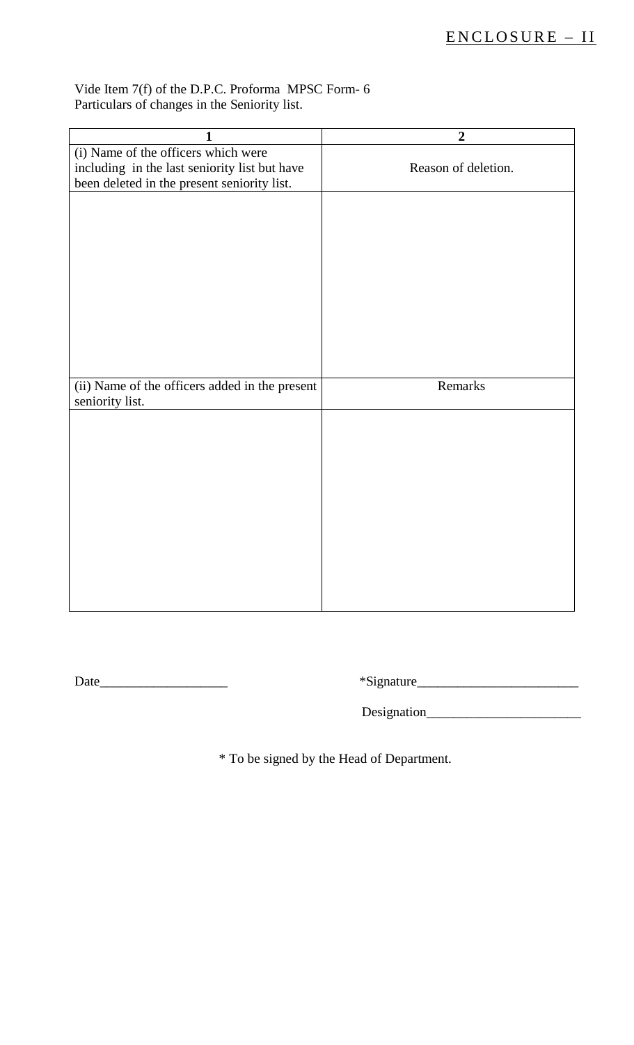<u>ENCLOSURE – II</u>

Vide Item 7(f) of the D.P.C. Proforma MPSC Form- 6
Particulars of changes in the Seniority list.

| 1 | 2 |
|---|---|
| (i) Name of the officers which were including in the last seniority list but have been deleted in the present seniority list. | Reason of deletion. |
| | |
| (ii) Name of the officers added in the present seniority list. | Remarks |
| | |

Date___________________ *Signature________________________

Designation_______________________

\* To be signed by the Head of Department.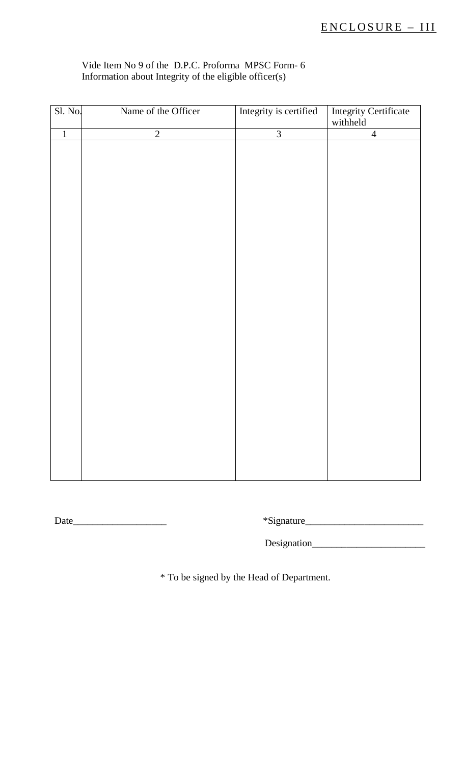ENCLOSURE – III

Vide Item No 9 of the D.P.C. Proforma MPSC Form- 6
Information about Integrity of the eligible officer(s)

| Sl. No. | Name of the Officer | Integrity is certified | Integrity Certificate withheld |
|---|---|---|---|
| 1 | 2 | 3 | 4 |
| | | | |

Date___________________

*Signature________________________

Designation_______________________

\* To be signed by the Head of Department.